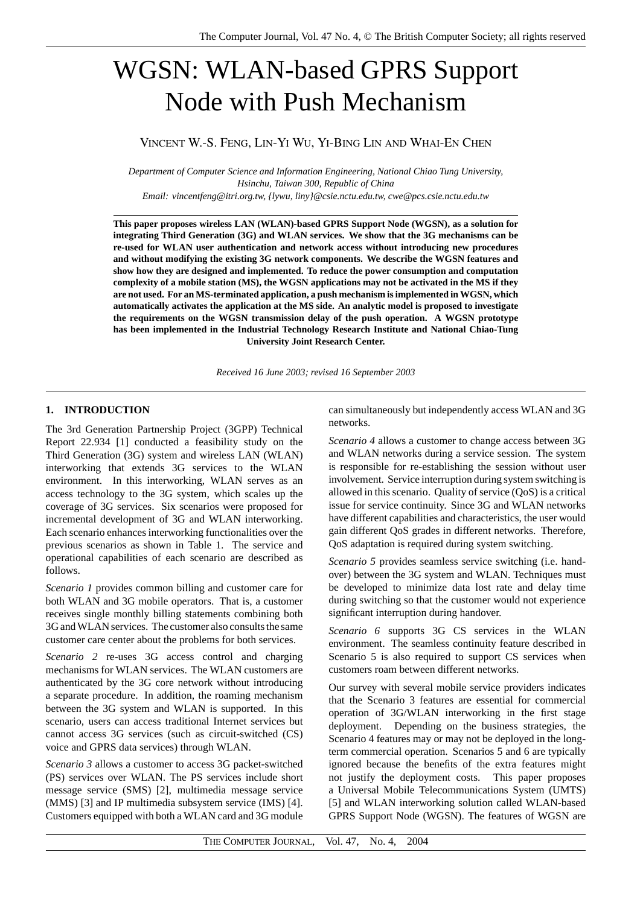# WGSN: WLAN-based GPRS Support Node with Push Mechanism

VINCENT W.-S. FENG, LIN-YI WU, YI-BING LIN AND WHAI-EN CHEN

*Department of Computer Science and Information Engineering, National Chiao Tung University, Hsinchu, Taiwan 300, Republic of China*
*Email: vincentfeng@itri.org.tw, {lywu, liny}@csie.nctu.edu.tw, cwe@pcs.csie.nctu.edu.tw*

**This paper proposes wireless LAN (WLAN)-based GPRS Support Node (WGSN), as a solution for integrating Third Generation (3G) and WLAN services. We show that the 3G mechanisms can be re-used for WLAN user authentication and network access without introducing new procedures and without modifying the existing 3G network components. We describe the WGSN features and show how they are designed and implemented. To reduce the power consumption and computation complexity of a mobile station (MS), the WGSN applications may not be activated in the MS if they are not used. For an MS-terminated application, a push mechanism is implemented in WGSN, which automatically activates the application at the MS side. An analytic model is proposed to investigate the requirements on the WGSN transmission delay of the push operation. A WGSN prototype has been implemented in the Industrial Technology Research Institute and National Chiao-Tung University Joint Research Center.**

*Received 16 June 2003; revised 16 September 2003*

## 1. INTRODUCTION

The 3rd Generation Partnership Project (3GPP) Technical Report 22.934 [1] conducted a feasibility study on the Third Generation (3G) system and wireless LAN (WLAN) interworking that extends 3G services to the WLAN environment. In this interworking, WLAN serves as an access technology to the 3G system, which scales up the coverage of 3G services. Six scenarios were proposed for incremental development of 3G and WLAN interworking. Each scenario enhances interworking functionalities over the previous scenarios as shown in Table 1. The service and operational capabilities of each scenario are described as follows.

*Scenario 1* provides common billing and customer care for both WLAN and 3G mobile operators. That is, a customer receives single monthly billing statements combining both 3G and WLAN services. The customer also consults the same customer care center about the problems for both services.

*Scenario 2* re-uses 3G access control and charging mechanisms for WLAN services. The WLAN customers are authenticated by the 3G core network without introducing a separate procedure. In addition, the roaming mechanism between the 3G system and WLAN is supported. In this scenario, users can access traditional Internet services but cannot access 3G services (such as circuit-switched (CS) voice and GPRS data services) through WLAN.

*Scenario 3* allows a customer to access 3G packet-switched (PS) services over WLAN. The PS services include short message service (SMS) [2], multimedia message service (MMS) [3] and IP multimedia subsystem service (IMS) [4]. Customers equipped with both a WLAN card and 3G module can simultaneously but independently access WLAN and 3G networks.

*Scenario 4* allows a customer to change access between 3G and WLAN networks during a service session. The system is responsible for re-establishing the session without user involvement. Service interruption during system switching is allowed in this scenario. Quality of service (QoS) is a critical issue for service continuity. Since 3G and WLAN networks have different capabilities and characteristics, the user would gain different QoS grades in different networks. Therefore, QoS adaptation is required during system switching.

*Scenario 5* provides seamless service switching (i.e. handover) between the 3G system and WLAN. Techniques must be developed to minimize data lost rate and delay time during switching so that the customer would not experience significant interruption during handover.

*Scenario 6* supports 3G CS services in the WLAN environment. The seamless continuity feature described in Scenario 5 is also required to support CS services when customers roam between different networks.

Our survey with several mobile service providers indicates that the Scenario 3 features are essential for commercial operation of 3G/WLAN interworking in the first stage deployment. Depending on the business strategies, the Scenario 4 features may or may not be deployed in the long-term commercial operation. Scenarios 5 and 6 are typically ignored because the benefits of the extra features might not justify the deployment costs. This paper proposes a Universal Mobile Telecommunications System (UMTS) [5] and WLAN interworking solution called WLAN-based GPRS Support Node (WGSN). The features of WGSN are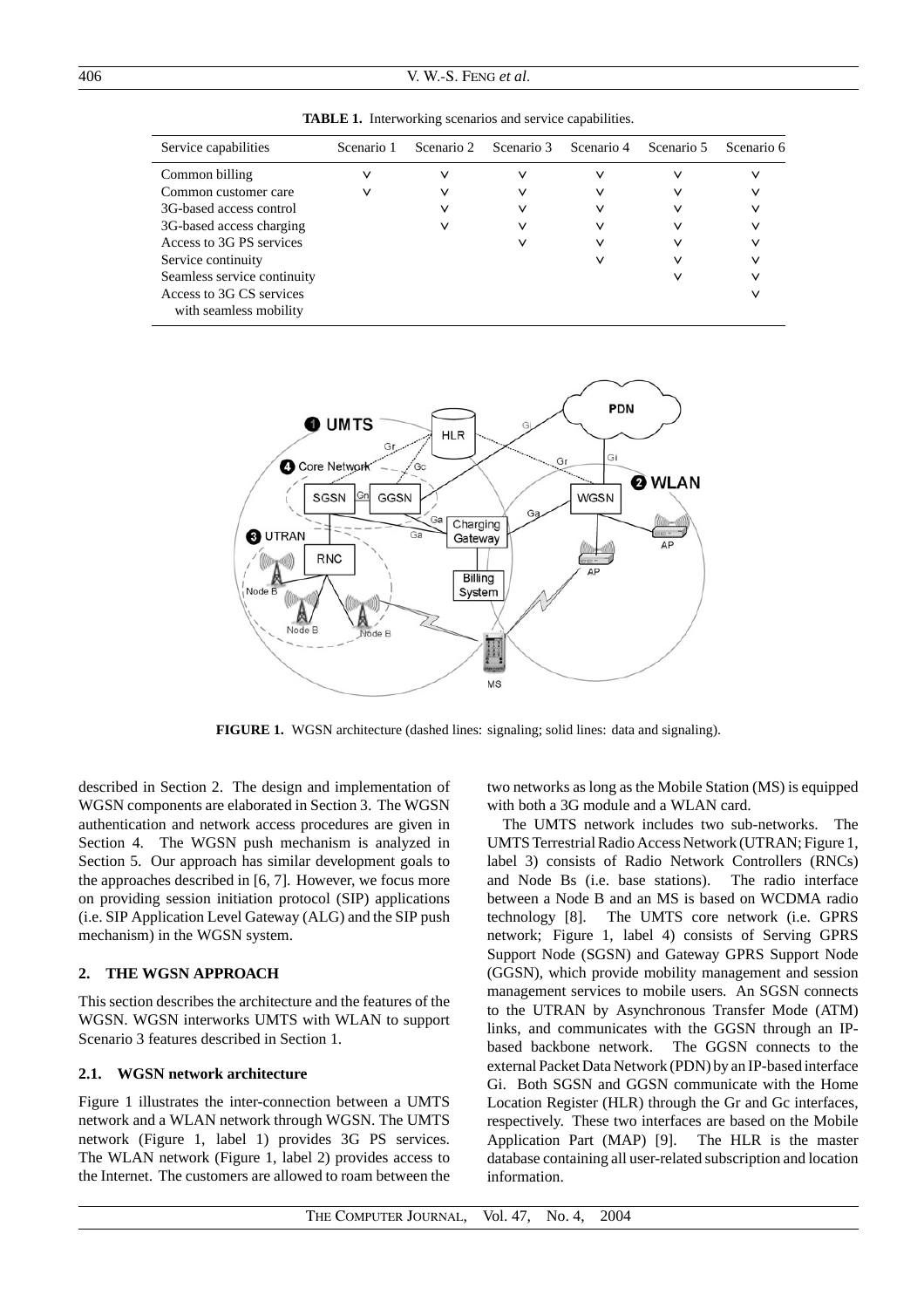**TABLE 1.** Interworking scenarios and service capabilities.

| Service capabilities | Scenario 1 | Scenario 2 | Scenario 3 | Scenario 4 | Scenario 5 | Scenario 6 |
|---|---|---|---|---|---|---|
| Common billing | ∨ | ∨ | ∨ | ∨ | ∨ | ∨ |
| Common customer care | ∨ | ∨ | ∨ | ∨ | ∨ | ∨ |
| 3G-based access control | | ∨ | ∨ | ∨ | ∨ | ∨ |
| 3G-based access charging | | ∨ | ∨ | ∨ | ∨ | ∨ |
| Access to 3G PS services | | | ∨ | ∨ | ∨ | ∨ |
| Service continuity | | | | ∨ | ∨ | ∨ |
| Seamless service continuity | | | | | ∨ | ∨ |
| Access to 3G CS services with seamless mobility | | | | | | ∨ |

**FIGURE 1.** WGSN architecture (dashed lines: signaling; solid lines: data and signaling).

described in Section 2. The design and implementation of WGSN components are elaborated in Section 3. The WGSN authentication and network access procedures are given in Section 4. The WGSN push mechanism is analyzed in Section 5. Our approach has similar development goals to the approaches described in [6, 7]. However, we focus more on providing session initiation protocol (SIP) applications (i.e. SIP Application Level Gateway (ALG) and the SIP push mechanism) in the WGSN system.

## 2. THE WGSN APPROACH

This section describes the architecture and the features of the WGSN. WGSN interworks UMTS with WLAN to support Scenario 3 features described in Section 1.

### 2.1. WGSN network architecture

Figure 1 illustrates the inter-connection between a UMTS network and a WLAN network through WGSN. The UMTS network (Figure 1, label 1) provides 3G PS services. The WLAN network (Figure 1, label 2) provides access to the Internet. The customers are allowed to roam between the two networks as long as the Mobile Station (MS) is equipped with both a 3G module and a WLAN card.

The UMTS network includes two sub-networks. The UMTS Terrestrial Radio Access Network (UTRAN; Figure 1, label 3) consists of Radio Network Controllers (RNCs) and Node Bs (i.e. base stations). The radio interface between a Node B and an MS is based on WCDMA radio technology [8]. The UMTS core network (i.e. GPRS network; Figure 1, label 4) consists of Serving GPRS Support Node (SGSN) and Gateway GPRS Support Node (GGSN), which provide mobility management and session management services to mobile users. An SGSN connects to the UTRAN by Asynchronous Transfer Mode (ATM) links, and communicates with the GGSN through an IP-based backbone network. The GGSN connects to the external Packet Data Network (PDN) by an IP-based interface Gi. Both SGSN and GGSN communicate with the Home Location Register (HLR) through the Gr and Gc interfaces, respectively. These two interfaces are based on the Mobile Application Part (MAP) [9]. The HLR is the master database containing all user-related subscription and location information.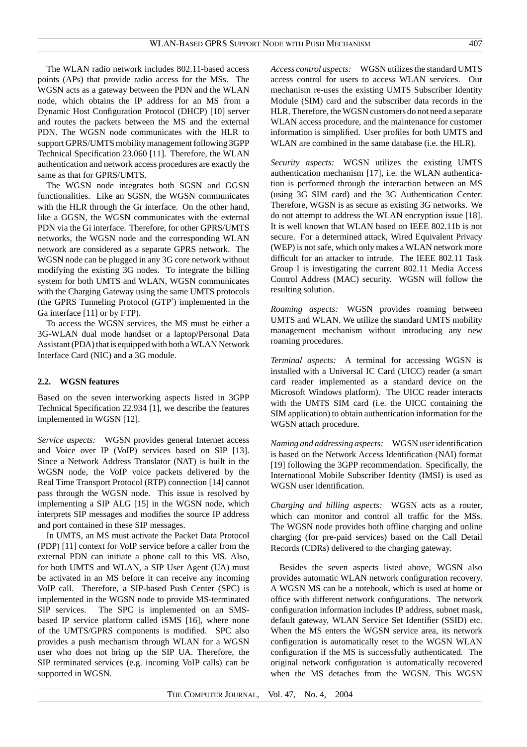The WLAN radio network includes 802.11-based access points (APs) that provide radio access for the MSs. The WGSN acts as a gateway between the PDN and the WLAN node, which obtains the IP address for an MS from a Dynamic Host Configuration Protocol (DHCP) [10] server and routes the packets between the MS and the external PDN. The WGSN node communicates with the HLR to support GPRS/UMTS mobility management following 3GPP Technical Specification 23.060 [11]. Therefore, the WLAN authentication and network access procedures are exactly the same as that for GPRS/UMTS.

The WGSN node integrates both SGSN and GGSN functionalities. Like an SGSN, the WGSN communicates with the HLR through the Gr interface. On the other hand, like a GGSN, the WGSN communicates with the external PDN via the Gi interface. Therefore, for other GPRS/UMTS networks, the WGSN node and the corresponding WLAN network are considered as a separate GPRS network. The WGSN node can be plugged in any 3G core network without modifying the existing 3G nodes. To integrate the billing system for both UMTS and WLAN, WGSN communicates with the Charging Gateway using the same UMTS protocols (the GPRS Tunneling Protocol (GTP′) implemented in the Ga interface [11] or by FTP).

To access the WGSN services, the MS must be either a 3G-WLAN dual mode handset or a laptop/Personal Data Assistant (PDA) that is equipped with both a WLAN Network Interface Card (NIC) and a 3G module.

### 2.2. WGSN features

Based on the seven interworking aspects listed in 3GPP Technical Specification 22.934 [1], we describe the features implemented in WGSN [12].

*Service aspects:* WGSN provides general Internet access and Voice over IP (VoIP) services based on SIP [13]. Since a Network Address Translator (NAT) is built in the WGSN node, the VoIP voice packets delivered by the Real Time Transport Protocol (RTP) connection [14] cannot pass through the WGSN node. This issue is resolved by implementing a SIP ALG [15] in the WGSN node, which interprets SIP messages and modifies the source IP address and port contained in these SIP messages.

In UMTS, an MS must activate the Packet Data Protocol (PDP) [11] context for VoIP service before a caller from the external PDN can initiate a phone call to this MS. Also, for both UMTS and WLAN, a SIP User Agent (UA) must be activated in an MS before it can receive any incoming VoIP call. Therefore, a SIP-based Push Center (SPC) is implemented in the WGSN node to provide MS-terminated SIP services. The SPC is implemented on an SMS-based IP service platform called iSMS [16], where none of the UMTS/GPRS components is modified. SPC also provides a push mechanism through WLAN for a WGSN user who does not bring up the SIP UA. Therefore, the SIP terminated services (e.g. incoming VoIP calls) can be supported in WGSN.

*Access control aspects:* WGSN utilizes the standard UMTS access control for users to access WLAN services. Our mechanism re-uses the existing UMTS Subscriber Identity Module (SIM) card and the subscriber data records in the HLR. Therefore, the WGSN customers do not need a separate WLAN access procedure, and the maintenance for customer information is simplified. User profiles for both UMTS and WLAN are combined in the same database (i.e. the HLR).

*Security aspects:* WGSN utilizes the existing UMTS authentication mechanism [17], i.e. the WLAN authentication is performed through the interaction between an MS (using 3G SIM card) and the 3G Authentication Center. Therefore, WGSN is as secure as existing 3G networks. We do not attempt to address the WLAN encryption issue [18]. It is well known that WLAN based on IEEE 802.11b is not secure. For a determined attack, Wired Equivalent Privacy (WEP) is not safe, which only makes a WLAN network more difficult for an attacker to intrude. The IEEE 802.11 Task Group I is investigating the current 802.11 Media Access Control Address (MAC) security. WGSN will follow the resulting solution.

*Roaming aspects:* WGSN provides roaming between UMTS and WLAN. We utilize the standard UMTS mobility management mechanism without introducing any new roaming procedures.

*Terminal aspects:* A terminal for accessing WGSN is installed with a Universal IC Card (UICC) reader (a smart card reader implemented as a standard device on the Microsoft Windows platform). The UICC reader interacts with the UMTS SIM card (i.e. the UICC containing the SIM application) to obtain authentication information for the WGSN attach procedure.

*Naming and addressing aspects:* WGSN user identification is based on the Network Access Identification (NAI) format [19] following the 3GPP recommendation. Specifically, the International Mobile Subscriber Identity (IMSI) is used as WGSN user identification.

*Charging and billing aspects:* WGSN acts as a router, which can monitor and control all traffic for the MSs. The WGSN node provides both offline charging and online charging (for pre-paid services) based on the Call Detail Records (CDRs) delivered to the charging gateway.

Besides the seven aspects listed above, WGSN also provides automatic WLAN network configuration recovery. A WGSN MS can be a notebook, which is used at home or office with different network configurations. The network configuration information includes IP address, subnet mask, default gateway, WLAN Service Set Identifier (SSID) etc. When the MS enters the WGSN service area, its network configuration is automatically reset to the WGSN WLAN configuration if the MS is successfully authenticated. The original network configuration is automatically recovered when the MS detaches from the WGSN. This WGSN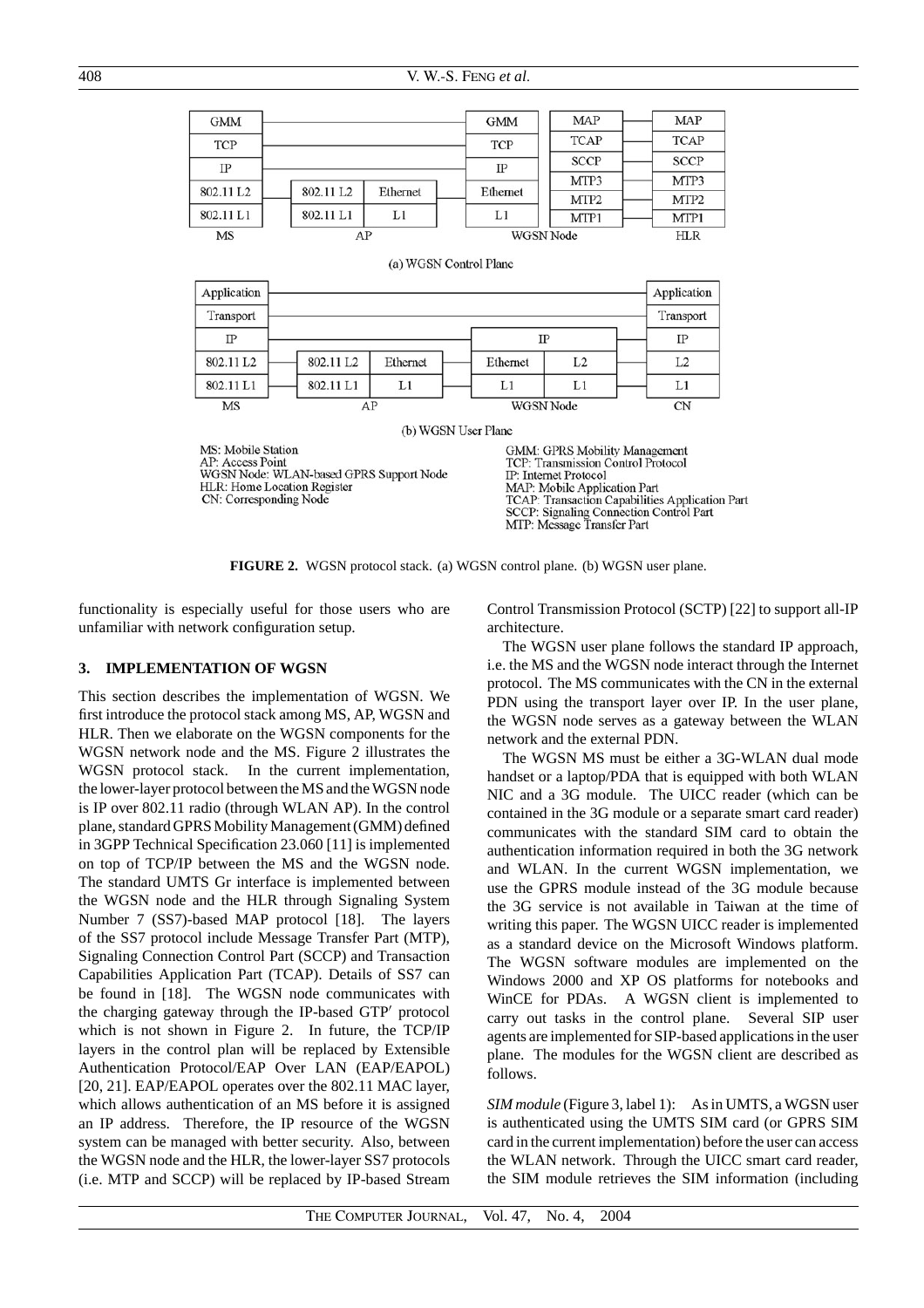**FIGURE 2.** WGSN protocol stack. (a) WGSN control plane. (b) WGSN user plane.

functionality is especially useful for those users who are unfamiliar with network configuration setup.

## 3. IMPLEMENTATION OF WGSN

This section describes the implementation of WGSN. We first introduce the protocol stack among MS, AP, WGSN and HLR. Then we elaborate on the WGSN components for the WGSN network node and the MS. Figure 2 illustrates the WGSN protocol stack. In the current implementation, the lower-layer protocol between the MS and the WGSN node is IP over 802.11 radio (through WLAN AP). In the control plane, standard GPRS Mobility Management (GMM) defined in 3GPP Technical Specification 23.060 [11] is implemented on top of TCP/IP between the MS and the WGSN node. The standard UMTS Gr interface is implemented between the WGSN node and the HLR through Signaling System Number 7 (SS7)-based MAP protocol [18]. The layers of the SS7 protocol include Message Transfer Part (MTP), Signaling Connection Control Part (SCCP) and Transaction Capabilities Application Part (TCAP). Details of SS7 can be found in [18]. The WGSN node communicates with the charging gateway through the IP-based GTP′ protocol which is not shown in Figure 2. In future, the TCP/IP layers in the control plan will be replaced by Extensible Authentication Protocol/EAP Over LAN (EAP/EAPOL) [20, 21]. EAP/EAPOL operates over the 802.11 MAC layer, which allows authentication of an MS before it is assigned an IP address. Therefore, the IP resource of the WGSN system can be managed with better security. Also, between the WGSN node and the HLR, the lower-layer SS7 protocols (i.e. MTP and SCCP) will be replaced by IP-based Stream Control Transmission Protocol (SCTP) [22] to support all-IP architecture.

The WGSN user plane follows the standard IP approach, i.e. the MS and the WGSN node interact through the Internet protocol. The MS communicates with the CN in the external PDN using the transport layer over IP. In the user plane, the WGSN node serves as a gateway between the WLAN network and the external PDN.

The WGSN MS must be either a 3G-WLAN dual mode handset or a laptop/PDA that is equipped with both WLAN NIC and a 3G module. The UICC reader (which can be contained in the 3G module or a separate smart card reader) communicates with the standard SIM card to obtain the authentication information required in both the 3G network and WLAN. In the current WGSN implementation, we use the GPRS module instead of the 3G module because the 3G service is not available in Taiwan at the time of writing this paper. The WGSN UICC reader is implemented as a standard device on the Microsoft Windows platform. The WGSN software modules are implemented on the Windows 2000 and XP OS platforms for notebooks and WinCE for PDAs. A WGSN client is implemented to carry out tasks in the control plane. Several SIP user agents are implemented for SIP-based applications in the user plane. The modules for the WGSN client are described as follows.

*SIM module* (Figure 3, label 1): As in UMTS, a WGSN user is authenticated using the UMTS SIM card (or GPRS SIM card in the current implementation) before the user can access the WLAN network. Through the UICC smart card reader, the SIM module retrieves the SIM information (including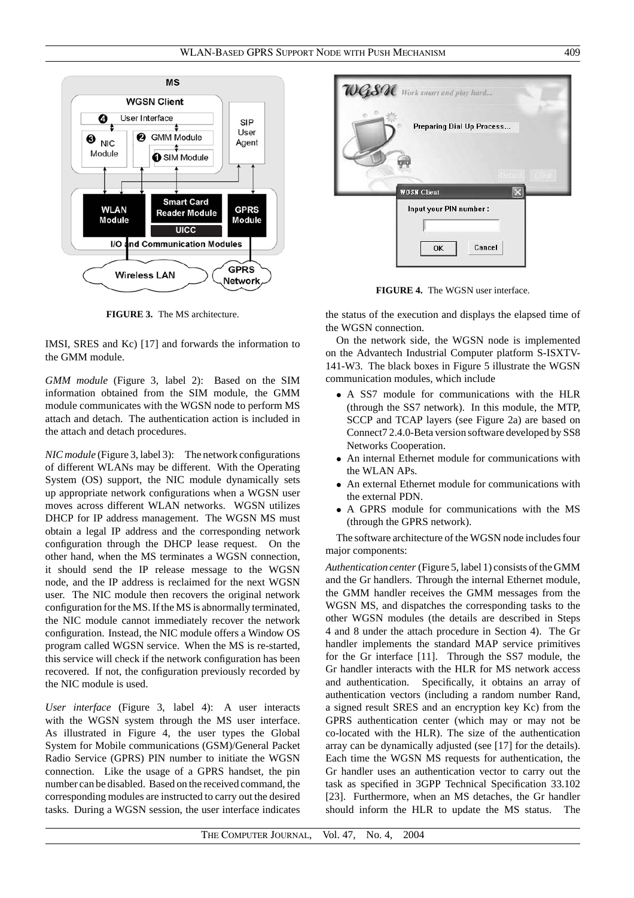**FIGURE 3.** The MS architecture.

**FIGURE 4.** The WGSN user interface.

IMSI, SRES and Kc) [17] and forwards the information to the GMM module.

*GMM module* (Figure 3, label 2): Based on the SIM information obtained from the SIM module, the GMM module communicates with the WGSN node to perform MS attach and detach. The authentication action is included in the attach and detach procedures.

*NIC module* (Figure 3, label 3): The network configurations of different WLANs may be different. With the Operating System (OS) support, the NIC module dynamically sets up appropriate network configurations when a WGSN user moves across different WLAN networks. WGSN utilizes DHCP for IP address management. The WGSN MS must obtain a legal IP address and the corresponding network configuration through the DHCP lease request. On the other hand, when the MS terminates a WGSN connection, it should send the IP release message to the WGSN node, and the IP address is reclaimed for the next WGSN user. The NIC module then recovers the original network configuration for the MS. If the MS is abnormally terminated, the NIC module cannot immediately recover the network configuration. Instead, the NIC module offers a Window OS program called WGSN service. When the MS is re-started, this service will check if the network configuration has been recovered. If not, the configuration previously recorded by the NIC module is used.

*User interface* (Figure 3, label 4): A user interacts with the WGSN system through the MS user interface. As illustrated in Figure 4, the user types the Global System for Mobile communications (GSM)/General Packet Radio Service (GPRS) PIN number to initiate the WGSN connection. Like the usage of a GPRS handset, the pin number can be disabled. Based on the received command, the corresponding modules are instructed to carry out the desired tasks. During a WGSN session, the user interface indicates the status of the execution and displays the elapsed time of the WGSN connection.

On the network side, the WGSN node is implemented on the Advantech Industrial Computer platform S-ISXTV-141-W3. The black boxes in Figure 5 illustrate the WGSN communication modules, which include

- A SS7 module for communications with the HLR (through the SS7 network). In this module, the MTP, SCCP and TCAP layers (see Figure 2a) are based on Connect7 2.4.0-Beta version software developed by SS8 Networks Cooperation.
- An internal Ethernet module for communications with the WLAN APs.
- An external Ethernet module for communications with the external PDN.
- A GPRS module for communications with the MS (through the GPRS network).

The software architecture of the WGSN node includes four major components:

*Authentication center* (Figure 5, label 1) consists of the GMM and the Gr handlers. Through the internal Ethernet module, the GMM handler receives the GMM messages from the WGSN MS, and dispatches the corresponding tasks to the other WGSN modules (the details are described in Steps 4 and 8 under the attach procedure in Section 4). The Gr handler implements the standard MAP service primitives for the Gr interface [11]. Through the SS7 module, the Gr handler interacts with the HLR for MS network access and authentication. Specifically, it obtains an array of authentication vectors (including a random number Rand, a signed result SRES and an encryption key Kc) from the GPRS authentication center (which may or may not be co-located with the HLR). The size of the authentication array can be dynamically adjusted (see [17] for the details). Each time the WGSN MS requests for authentication, the Gr handler uses an authentication vector to carry out the task as specified in 3GPP Technical Specification 33.102 [23]. Furthermore, when an MS detaches, the Gr handler should inform the HLR to update the MS status. The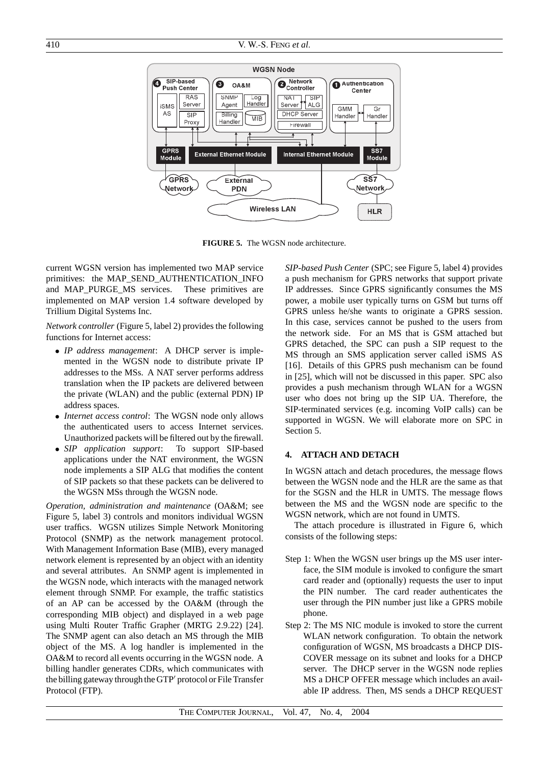FIGURE 5. The WGSN node architecture.

current WGSN version has implemented two MAP service primitives: the MAP_SEND_AUTHENTICATION_INFO and MAP_PURGE_MS services. These primitives are implemented on MAP version 1.4 software developed by Trillium Digital Systems Inc.

*Network controller* (Figure 5, label 2) provides the following functions for Internet access:

- *IP address management*: A DHCP server is implemented in the WGSN node to distribute private IP addresses to the MSs. A NAT server performs address translation when the IP packets are delivered between the private (WLAN) and the public (external PDN) IP address spaces.
- *Internet access control*: The WGSN node only allows the authenticated users to access Internet services. Unauthorized packets will be filtered out by the firewall.
- *SIP application support*: To support SIP-based applications under the NAT environment, the WGSN node implements a SIP ALG that modifies the content of SIP packets so that these packets can be delivered to the WGSN MSs through the WGSN node.

*Operation, administration and maintenance* (OA&M; see Figure 5, label 3) controls and monitors individual WGSN user traffics. WGSN utilizes Simple Network Monitoring Protocol (SNMP) as the network management protocol. With Management Information Base (MIB), every managed network element is represented by an object with an identity and several attributes. An SNMP agent is implemented in the WGSN node, which interacts with the managed network element through SNMP. For example, the traffic statistics of an AP can be accessed by the OA&M (through the corresponding MIB object) and displayed in a web page using Multi Router Traffic Grapher (MRTG 2.9.22) [24]. The SNMP agent can also detach an MS through the MIB object of the MS. A log handler is implemented in the OA&M to record all events occurring in the WGSN node. A billing handler generates CDRs, which communicates with the billing gateway through the GTP′ protocol or File Transfer Protocol (FTP).

*SIP-based Push Center* (SPC; see Figure 5, label 4) provides a push mechanism for GPRS networks that support private IP addresses. Since GPRS significantly consumes the MS power, a mobile user typically turns on GSM but turns off GPRS unless he/she wants to originate a GPRS session. In this case, services cannot be pushed to the users from the network side. For an MS that is GSM attached but GPRS detached, the SPC can push a SIP request to the MS through an SMS application server called iSMS AS [16]. Details of this GPRS push mechanism can be found in [25], which will not be discussed in this paper. SPC also provides a push mechanism through WLAN for a WGSN user who does not bring up the SIP UA. Therefore, the SIP-terminated services (e.g. incoming VoIP calls) can be supported in WGSN. We will elaborate more on SPC in Section 5.

## 4. ATTACH AND DETACH

In WGSN attach and detach procedures, the message flows between the WGSN node and the HLR are the same as that for the SGSN and the HLR in UMTS. The message flows between the MS and the WGSN node are specific to the WGSN network, which are not found in UMTS.

The attach procedure is illustrated in Figure 6, which consists of the following steps:

Step 1: When the WGSN user brings up the MS user interface, the SIM module is invoked to configure the smart card reader and (optionally) requests the user to input the PIN number. The card reader authenticates the user through the PIN number just like a GPRS mobile phone.

Step 2: The MS NIC module is invoked to store the current WLAN network configuration. To obtain the network configuration of WGSN, MS broadcasts a DHCP DISCOVER message on its subnet and looks for a DHCP server. The DHCP server in the WGSN node replies MS a DHCP OFFER message which includes an available IP address. Then, MS sends a DHCP REQUEST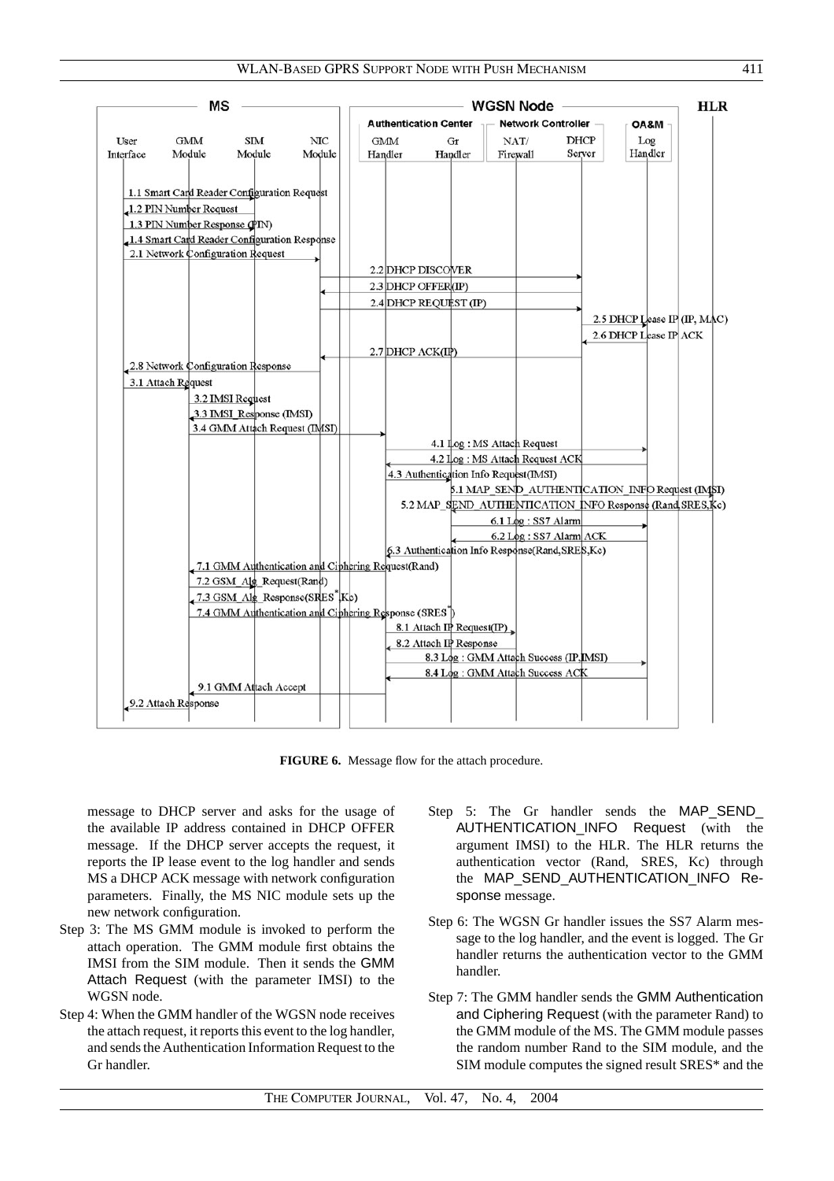**FIGURE 6.** Message flow for the attach procedure.

message to DHCP server and asks for the usage of the available IP address contained in DHCP OFFER message. If the DHCP server accepts the request, it reports the IP lease event to the log handler and sends MS a DHCP ACK message with network configuration parameters. Finally, the MS NIC module sets up the new network configuration.

Step 3: The MS GMM module is invoked to perform the attach operation. The GMM module first obtains the IMSI from the SIM module. Then it sends the GMM Attach Request (with the parameter IMSI) to the WGSN node.

Step 4: When the GMM handler of the WGSN node receives the attach request, it reports this event to the log handler, and sends the Authentication Information Request to the Gr handler.

Step 5: The Gr handler sends the MAP_SEND_AUTHENTICATION_INFO Request (with the argument IMSI) to the HLR. The HLR returns the authentication vector (Rand, SRES, Kc) through the MAP_SEND_AUTHENTICATION_INFO Response message.

Step 6: The WGSN Gr handler issues the SS7 Alarm message to the log handler, and the event is logged. The Gr handler returns the authentication vector to the GMM handler.

Step 7: The GMM handler sends the GMM Authentication and Ciphering Request (with the parameter Rand) to the GMM module of the MS. The GMM module passes the random number Rand to the SIM module, and the SIM module computes the signed result SRES* and the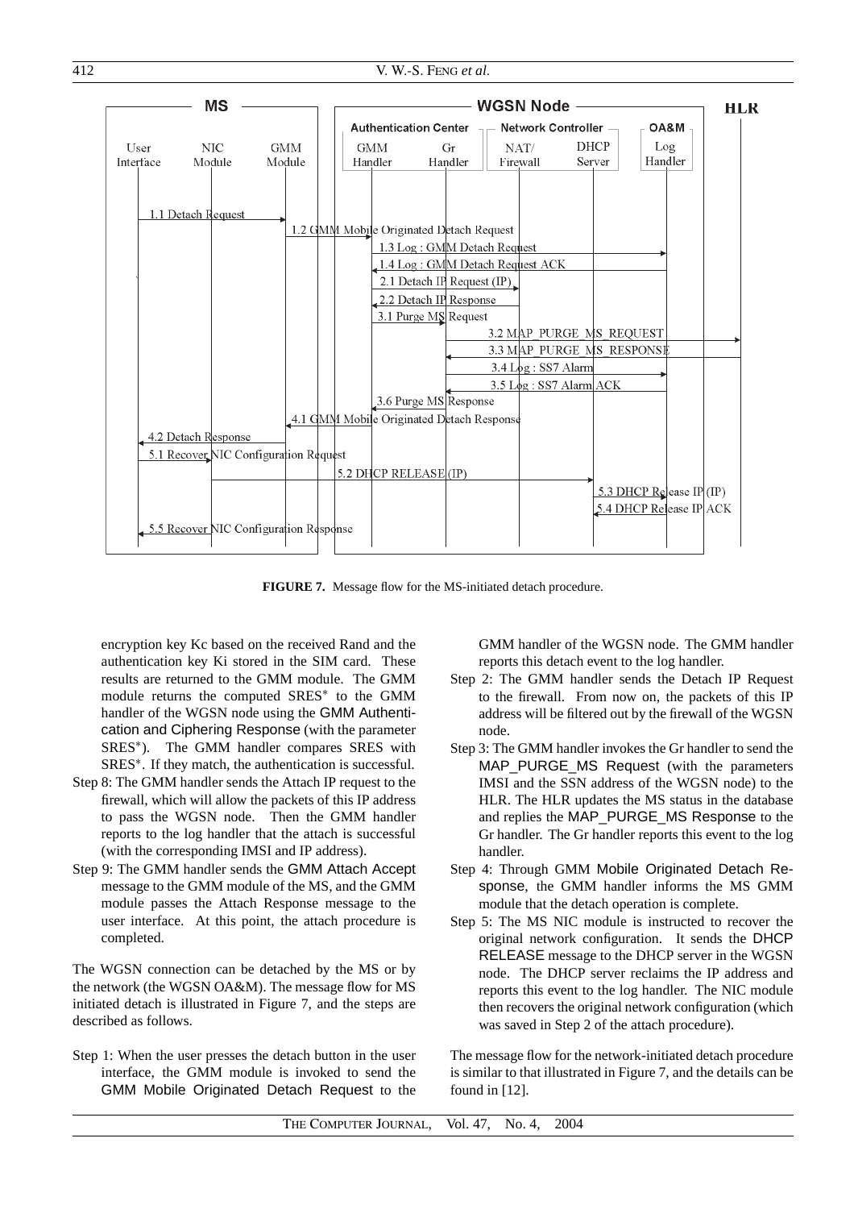FIGURE 7. Message flow for the MS-initiated detach procedure.

encryption key Kc based on the received Rand and the authentication key Ki stored in the SIM card. These results are returned to the GMM module. The GMM module returns the computed SRES* to the GMM handler of the WGSN node using the GMM Authentication and Ciphering Response (with the parameter SRES*). The GMM handler compares SRES with SRES*. If they match, the authentication is successful.

Step 8: The GMM handler sends the Attach IP request to the firewall, which will allow the packets of this IP address to pass the WGSN node. Then the GMM handler reports to the log handler that the attach is successful (with the corresponding IMSI and IP address).

Step 9: The GMM handler sends the GMM Attach Accept message to the GMM module of the MS, and the GMM module passes the Attach Response message to the user interface. At this point, the attach procedure is completed.

The WGSN connection can be detached by the MS or by the network (the WGSN OA&M). The message flow for MS initiated detach is illustrated in Figure 7, and the steps are described as follows.

Step 1: When the user presses the detach button in the user interface, the GMM module is invoked to send the GMM Mobile Originated Detach Request to the GMM handler of the WGSN node. The GMM handler reports this detach event to the log handler.

Step 2: The GMM handler sends the Detach IP Request to the firewall. From now on, the packets of this IP address will be filtered out by the firewall of the WGSN node.

Step 3: The GMM handler invokes the Gr handler to send the MAP_PURGE_MS Request (with the parameters IMSI and the SSN address of the WGSN node) to the HLR. The HLR updates the MS status in the database and replies the MAP_PURGE_MS Response to the Gr handler. The Gr handler reports this event to the log handler.

Step 4: Through GMM Mobile Originated Detach Response, the GMM handler informs the MS GMM module that the detach operation is complete.

Step 5: The MS NIC module is instructed to recover the original network configuration. It sends the DHCP RELEASE message to the DHCP server in the WGSN node. The DHCP server reclaims the IP address and reports this event to the log handler. The NIC module then recovers the original network configuration (which was saved in Step 2 of the attach procedure).

The message flow for the network-initiated detach procedure is similar to that illustrated in Figure 7, and the details can be found in [12].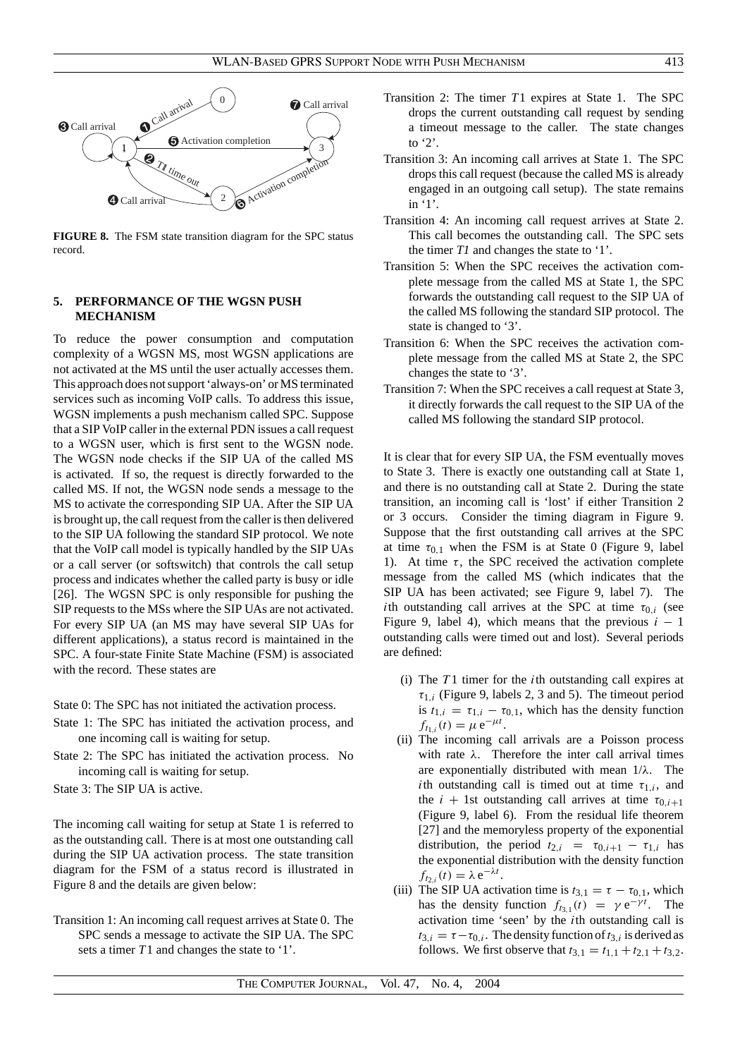0

❸ Call arrival

❶ Call arrival

❼ Call arrival

❺ Activation completion

1

3

❷ T1 time out

❹ Call arrival

2

❻ Activation completion

**FIGURE 8.** The FSM state transition diagram for the SPC status record.

## 5. PERFORMANCE OF THE WGSN PUSH MECHANISM

To reduce the power consumption and computation complexity of a WGSN MS, most WGSN applications are not activated at the MS until the user actually accesses them. This approach does not support 'always-on' or MS terminated services such as incoming VoIP calls. To address this issue, WGSN implements a push mechanism called SPC. Suppose that a SIP VoIP caller in the external PDN issues a call request to a WGSN user, which is first sent to the WGSN node. The WGSN node checks if the SIP UA of the called MS is activated. If so, the request is directly forwarded to the called MS. If not, the WGSN node sends a message to the MS to activate the corresponding SIP UA. After the SIP UA is brought up, the call request from the caller is then delivered to the SIP UA following the standard SIP protocol. We note that the VoIP call model is typically handled by the SIP UAs or a call server (or softswitch) that controls the call setup process and indicates whether the called party is busy or idle [26]. The WGSN SPC is only responsible for pushing the SIP requests to the MSs where the SIP UAs are not activated. For every SIP UA (an MS may have several SIP UAs for different applications), a status record is maintained in the SPC. A four-state Finite State Machine (FSM) is associated with the record. These states are

State 0: The SPC has not initiated the activation process.

State 1: The SPC has initiated the activation process, and one incoming call is waiting for setup.

State 2: The SPC has initiated the activation process. No incoming call is waiting for setup.

State 3: The SIP UA is active.

The incoming call waiting for setup at State 1 is referred to as the outstanding call. There is at most one outstanding call during the SIP UA activation process. The state transition diagram for the FSM of a status record is illustrated in Figure 8 and the details are given below:

Transition 1: An incoming call request arrives at State 0. The SPC sends a message to activate the SIP UA. The SPC sets a timer $T1$ and changes the state to '1'.

Transition 2: The timer $T1$ expires at State 1. The SPC drops the current outstanding call request by sending a timeout message to the caller. The state changes to '2'.

Transition 3: An incoming call arrives at State 1. The SPC drops this call request (because the called MS is already engaged in an outgoing call setup). The state remains in '1'.

Transition 4: An incoming call request arrives at State 2. This call becomes the outstanding call. The SPC sets the timer *T1* and changes the state to '1'.

Transition 5: When the SPC receives the activation complete message from the called MS at State 1, the SPC forwards the outstanding call request to the SIP UA of the called MS following the standard SIP protocol. The state is changed to '3'.

Transition 6: When the SPC receives the activation complete message from the called MS at State 2, the SPC changes the state to '3'.

Transition 7: When the SPC receives a call request at State 3, it directly forwards the call request to the SIP UA of the called MS following the standard SIP protocol.

It is clear that for every SIP UA, the FSM eventually moves to State 3. There is exactly one outstanding call at State 1, and there is no outstanding call at State 2. During the state transition, an incoming call is 'lost' if either Transition 2 or 3 occurs. Consider the timing diagram in Figure 9. Suppose that the first outstanding call arrives at the SPC at time $\tau_{0,1}$ when the FSM is at State 0 (Figure 9, label 1). At time $\tau$, the SPC received the activation complete message from the called MS (which indicates that the SIP UA has been activated; see Figure 9, label 7). The $i$th outstanding call arrives at the SPC at time $\tau_{0,i}$ (see Figure 9, label 4), which means that the previous $i - 1$ outstanding calls were timed out and lost). Several periods are defined:

(i) The $T1$ timer for the $i$th outstanding call expires at $\tau_{1,i}$ (Figure 9, labels 2, 3 and 5). The timeout period is $t_{1,i} = \tau_{1,i} - \tau_{0,1}$, which has the density function $f_{t_{1,i}}(t) = \mu\, e^{-\mu t}$.

(ii) The incoming call arrivals are a Poisson process with rate $\lambda$. Therefore the inter call arrival times are exponentially distributed with mean $1/\lambda$. The $i$th outstanding call is timed out at time $\tau_{1,i}$, and the $i + 1$st outstanding call arrives at time $\tau_{0,i+1}$ (Figure 9, label 6). From the residual life theorem [27] and the memoryless property of the exponential distribution, the period $t_{2,i} = \tau_{0,i+1} - \tau_{1,i}$ has the exponential distribution with the density function $f_{t_{2,i}}(t) = \lambda\, e^{-\lambda t}$.

(iii) The SIP UA activation time is $t_{3,1} = \tau - \tau_{0,1}$, which has the density function $f_{t_{3,1}}(t) = \gamma\, e^{-\gamma t}$. The activation time 'seen' by the $i$th outstanding call is $t_{3,i} = \tau - \tau_{0,i}$. The density function of $t_{3,i}$ is derived as follows. We first observe that $t_{3,1} = t_{1,1} + t_{2,1} + t_{3,2}$.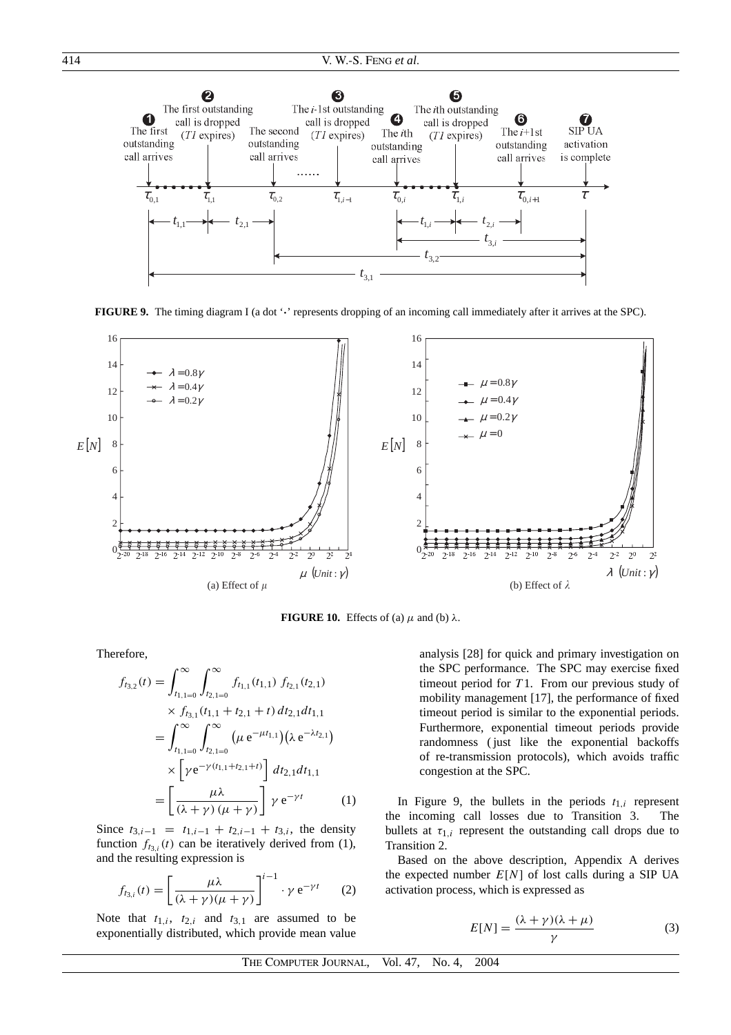**FIGURE 9.** The timing diagram I (a dot '·' represents dropping of an incoming call immediately after it arrives at the SPC).

**FIGURE 10.** Effects of (a) $\mu$ and (b) $\lambda$.

Therefore,

$$
\begin{aligned}
f_{t_{3,2}}(t) &= \int_{t_{1,1}=0}^{\infty} \int_{t_{2,1}=0}^{\infty} f_{t_{1,1}}(t_{1,1})\, f_{t_{2,1}}(t_{2,1}) \\
&\quad \times f_{t_{3,1}}(t_{1,1} + t_{2,1} + t)\, dt_{2,1} dt_{1,1} \\
&= \int_{t_{1,1}=0}^{\infty} \int_{t_{2,1}=0}^{\infty} \left(\mu\, e^{-\mu t_{1,1}}\right)\left(\lambda\, e^{-\lambda t_{2,1}}\right) \\
&\quad \times \left[\gamma e^{-\gamma (t_{1,1}+t_{2,1}+t)}\right] dt_{2,1} dt_{1,1} \\
&= \left[\frac{\mu\lambda}{(\lambda+\gamma)(\mu+\gamma)}\right] \gamma\, e^{-\gamma t}
\end{aligned}
\tag{1}
$$

Since $t_{3,i-1} = t_{1,i-1} + t_{2,i-1} + t_{3,i}$, the density function $f_{t_{3,i}}(t)$ can be iteratively derived from (1), and the resulting expression is

$$
f_{t_{3,i}}(t) = \left[\frac{\mu\lambda}{(\lambda+\gamma)(\mu+\gamma)}\right]^{i-1} \cdot \gamma\, e^{-\gamma t} \tag{2}
$$

Note that $t_{1,i}$, $t_{2,i}$ and $t_{3,1}$ are assumed to be exponentially distributed, which provide mean value analysis [28] for quick and primary investigation on the SPC performance. The SPC may exercise fixed timeout period for $T1$. From our previous study of mobility management [17], the performance of fixed timeout period is similar to the exponential periods. Furthermore, exponential timeout periods provide randomness (just like the exponential backoffs of re-transmission protocols), which avoids traffic congestion at the SPC.

In Figure 9, the bullets in the periods $t_{1,i}$ represent the incoming call losses due to Transition 3. The bullets at $\tau_{1,i}$ represent the outstanding call drops due to Transition 2.

Based on the above description, Appendix A derives the expected number $E[N]$ of lost calls during a SIP UA activation process, which is expressed as

$$
E[N] = \frac{(\lambda+\gamma)(\lambda+\mu)}{\gamma} \tag{3}
$$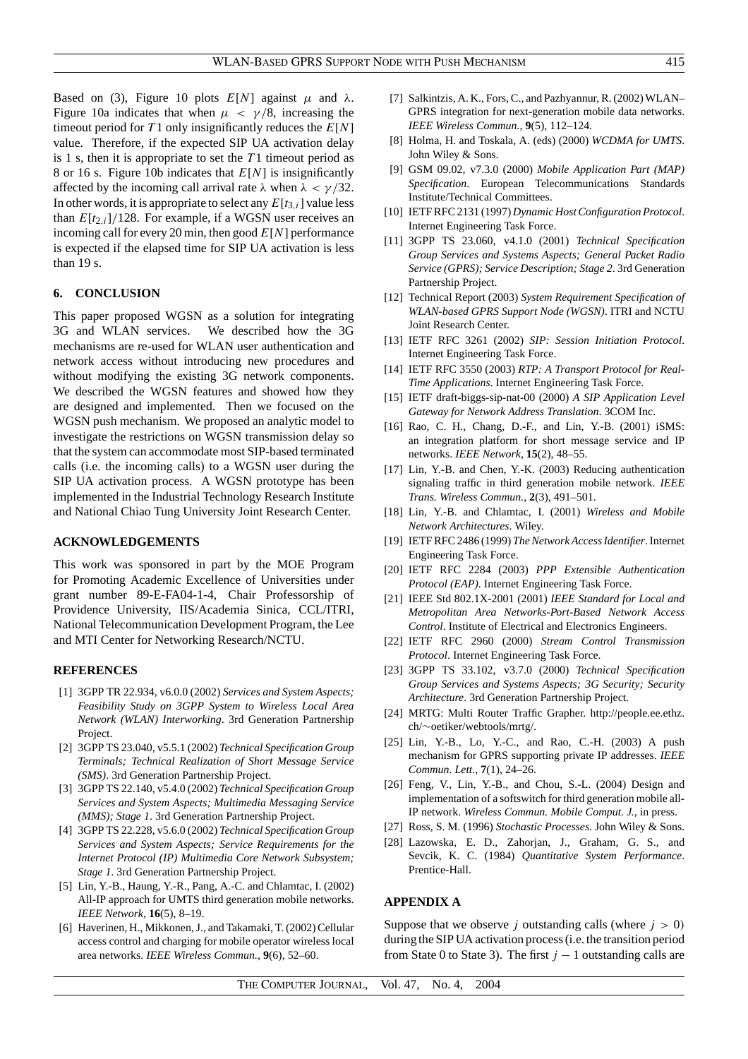Based on (3), Figure 10 plots $E[N]$ against $\mu$ and $\lambda$. Figure 10a indicates that when $\mu < \gamma/8$, increasing the timeout period for $T1$ only insignificantly reduces the $E[N]$ value. Therefore, if the expected SIP UA activation delay is 1 s, then it is appropriate to set the $T1$ timeout period as 8 or 16 s. Figure 10b indicates that $E[N]$ is insignificantly affected by the incoming call arrival rate $\lambda$ when $\lambda < \gamma/32$. In other words, it is appropriate to select any $E[t_{3,i}]$ value less than $E[t_{2,i}]/128$. For example, if a WGSN user receives an incoming call for every 20 min, then good $E[N]$ performance is expected if the elapsed time for SIP UA activation is less than 19 s.

## 6. CONCLUSION

This paper proposed WGSN as a solution for integrating 3G and WLAN services. We described how the 3G mechanisms are re-used for WLAN user authentication and network access without introducing new procedures and without modifying the existing 3G network components. We described the WGSN features and showed how they are designed and implemented. Then we focused on the WGSN push mechanism. We proposed an analytic model to investigate the restrictions on WGSN transmission delay so that the system can accommodate most SIP-based terminated calls (i.e. the incoming calls) to a WGSN user during the SIP UA activation process. A WGSN prototype has been implemented in the Industrial Technology Research Institute and National Chiao Tung University Joint Research Center.

## ACKNOWLEDGEMENTS

This work was sponsored in part by the MOE Program for Promoting Academic Excellence of Universities under grant number 89-E-FA04-1-4, Chair Professorship of Providence University, IIS/Academia Sinica, CCL/ITRI, National Telecommunication Development Program, the Lee and MTI Center for Networking Research/NCTU.

## REFERENCES

[1] 3GPP TR 22.934, v6.0.0 (2002) *Services and System Aspects; Feasibility Study on 3GPP System to Wireless Local Area Network (WLAN) Interworking*. 3rd Generation Partnership Project.

[2] 3GPP TS 23.040, v5.5.1 (2002) *Technical Specification Group Terminals; Technical Realization of Short Message Service (SMS)*. 3rd Generation Partnership Project.

[3] 3GPP TS 22.140, v5.4.0 (2002) *Technical Specification Group Services and System Aspects; Multimedia Messaging Service (MMS); Stage 1*. 3rd Generation Partnership Project.

[4] 3GPP TS 22.228, v5.6.0 (2002) *Technical Specification Group Services and System Aspects; Service Requirements for the Internet Protocol (IP) Multimedia Core Network Subsystem; Stage 1*. 3rd Generation Partnership Project.

[5] Lin, Y.-B., Haung, Y.-R., Pang, A.-C. and Chlamtac, I. (2002) All-IP approach for UMTS third generation mobile networks. *IEEE Network*, **16**(5), 8–19.

[6] Haverinen, H., Mikkonen, J., and Takamaki, T. (2002) Cellular access control and charging for mobile operator wireless local area networks. *IEEE Wireless Commun.*, **9**(6), 52–60.

[7] Salkintzis, A. K., Fors, C., and Pazhyannur, R. (2002) WLAN–GPRS integration for next-generation mobile data networks. *IEEE Wireless Commun.*, **9**(5), 112–124.

[8] Holma, H. and Toskala, A. (eds) (2000) *WCDMA for UMTS*. John Wiley & Sons.

[9] GSM 09.02, v7.3.0 (2000) *Mobile Application Part (MAP) Specification*. European Telecommunications Standards Institute/Technical Committees.

[10] IETF RFC 2131 (1997) *Dynamic Host Configuration Protocol*. Internet Engineering Task Force.

[11] 3GPP TS 23.060, v4.1.0 (2001) *Technical Specification Group Services and Systems Aspects; General Packet Radio Service (GPRS); Service Description; Stage 2*. 3rd Generation Partnership Project.

[12] Technical Report (2003) *System Requirement Specification of WLAN-based GPRS Support Node (WGSN)*. ITRI and NCTU Joint Research Center.

[13] IETF RFC 3261 (2002) *SIP: Session Initiation Protocol*. Internet Engineering Task Force.

[14] IETF RFC 3550 (2003) *RTP: A Transport Protocol for Real-Time Applications*. Internet Engineering Task Force.

[15] IETF draft-biggs-sip-nat-00 (2000) *A SIP Application Level Gateway for Network Address Translation*. 3COM Inc.

[16] Rao, C. H., Chang, D.-F., and Lin, Y.-B. (2001) iSMS: an integration platform for short message service and IP networks. *IEEE Network*, **15**(2), 48–55.

[17] Lin, Y.-B. and Chen, Y.-K. (2003) Reducing authentication signaling traffic in third generation mobile network. *IEEE Trans. Wireless Commun.*, **2**(3), 491–501.

[18] Lin, Y.-B. and Chlamtac, I. (2001) *Wireless and Mobile Network Architectures*. Wiley.

[19] IETF RFC 2486 (1999) *The Network Access Identifier*. Internet Engineering Task Force.

[20] IETF RFC 2284 (2003) *PPP Extensible Authentication Protocol (EAP)*. Internet Engineering Task Force.

[21] IEEE Std 802.1X-2001 (2001) *IEEE Standard for Local and Metropolitan Area Networks-Port-Based Network Access Control*. Institute of Electrical and Electronics Engineers.

[22] IETF RFC 2960 (2000) *Stream Control Transmission Protocol*. Internet Engineering Task Force.

[23] 3GPP TS 33.102, v3.7.0 (2000) *Technical Specification Group Services and Systems Aspects; 3G Security; Security Architecture*. 3rd Generation Partnership Project.

[24] MRTG: Multi Router Traffic Grapher. http://people.ee.ethz.ch/∼oetiker/webtools/mrtg/.

[25] Lin, Y.-B., Lo, Y.-C., and Rao, C.-H. (2003) A push mechanism for GPRS supporting private IP addresses. *IEEE Commun. Lett.*, **7**(1), 24–26.

[26] Feng, V., Lin, Y.-B., and Chou, S.-L. (2004) Design and implementation of a softswitch for third generation mobile all-IP network. *Wireless Commun. Mobile Comput. J.*, in press.

[27] Ross, S. M. (1996) *Stochastic Processes*. John Wiley & Sons.

[28] Lazowska, E. D., Zahorjan, J., Graham, G. S., and Sevcik, K. C. (1984) *Quantitative System Performance*. Prentice-Hall.

## APPENDIX A

Suppose that we observe $j$ outstanding calls (where $j > 0$) during the SIP UA activation process (i.e. the transition period from State 0 to State 3). The first $j - 1$ outstanding calls are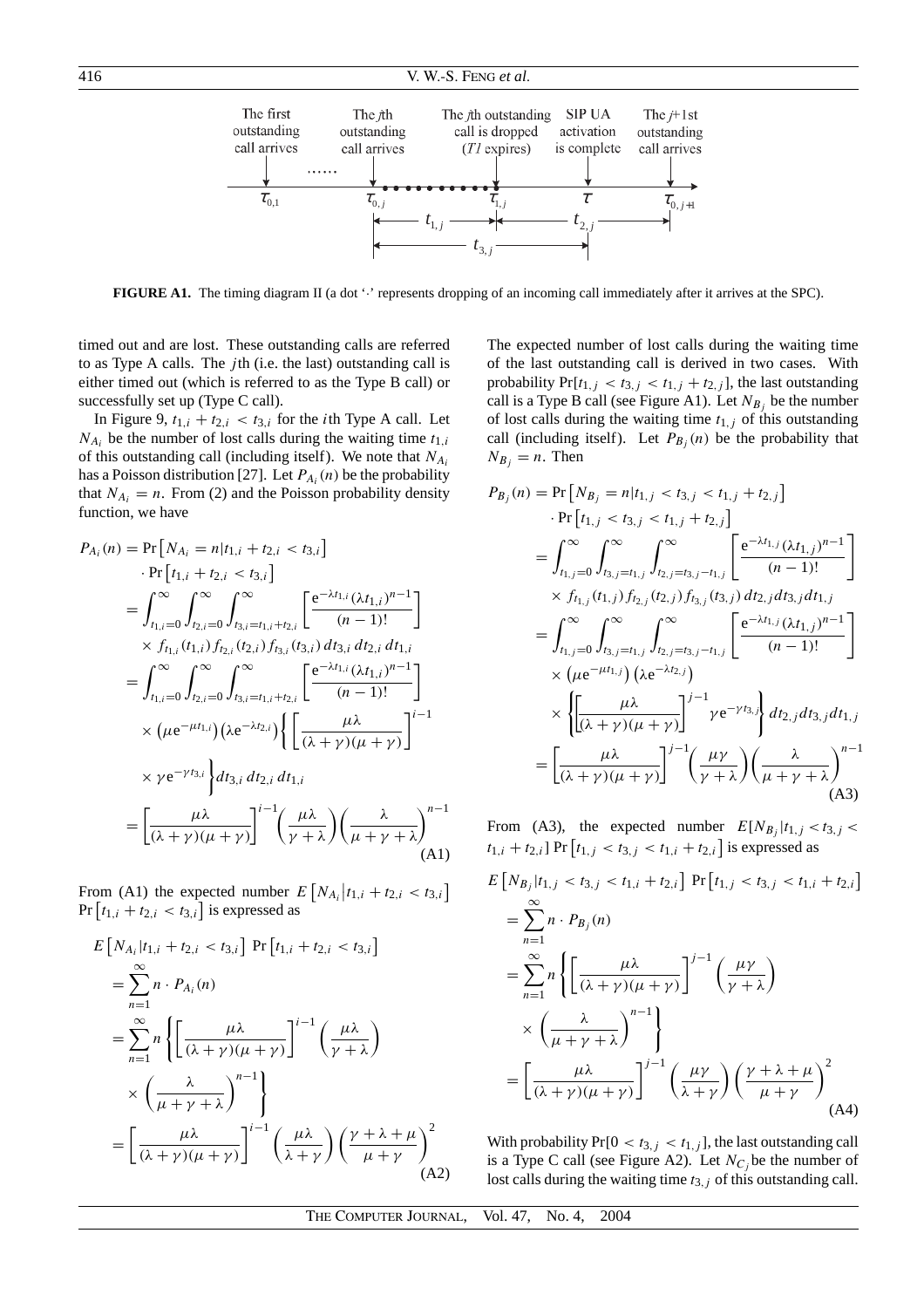The first outstanding call arrives ...... The $j$th outstanding call arrives — The $j$th outstanding call is dropped ($T1$ expires) — SIP UA activation is complete — The $j$+1st outstanding call arrives

$\tau_{0,1}$ $\tau_{0,j}$ $\tau_{1,j}$ $\tau$ $\tau_{0,j+1}$ $t_{1,j}$ $t_{2,j}$ $t_{3,j}$

**FIGURE A1.** The timing diagram II (a dot '·' represents dropping of an incoming call immediately after it arrives at the SPC).

timed out and are lost. These outstanding calls are referred to as Type A calls. The $j$th (i.e. the last) outstanding call is either timed out (which is referred to as the Type B call) or successfully set up (Type C call).

In Figure 9, $t_{1,i} + t_{2,i} < t_{3,i}$ for the $i$th Type A call. Let $N_{A_i}$ be the number of lost calls during the waiting time $t_{1,i}$ of this outstanding call (including itself). We note that $N_{A_i}$ has a Poisson distribution [27]. Let $P_{A_i}(n)$ be the probability that $N_{A_i} = n$. From (2) and the Poisson probability density function, we have

$$
\begin{aligned}
P_{A_i}(n) &= \Pr\left[N_{A_i} = n | t_{1,i} + t_{2,i} < t_{3,i}\right] \\
&\quad \cdot \Pr\left[t_{1,i} + t_{2,i} < t_{3,i}\right] \\
&= \int_{t_{1,i}=0}^{\infty} \int_{t_{2,i}=0}^{\infty} \int_{t_{3,i}=t_{1,i}+t_{2,i}}^{\infty} \left[\frac{e^{-\lambda t_{1,i}}(\lambda t_{1,i})^{n-1}}{(n-1)!}\right] \\
&\quad \times f_{t_{1,i}}(t_{1,i}) f_{t_{2,i}}(t_{2,i}) f_{t_{3,i}}(t_{3,i})\, dt_{3,i}\, dt_{2,i}\, dt_{1,i} \\
&= \int_{t_{1,i}=0}^{\infty} \int_{t_{2,i}=0}^{\infty} \int_{t_{3,i}=t_{1,i}+t_{2,i}}^{\infty} \left[\frac{e^{-\lambda t_{1,i}}(\lambda t_{1,i})^{n-1}}{(n-1)!}\right] \\
&\quad \times \left(\mu e^{-\mu t_{1,i}}\right)\left(\lambda e^{-\lambda t_{2,i}}\right)\left\{\left[\frac{\mu\lambda}{(\lambda+\gamma)(\mu+\gamma)}\right]^{i-1}\right. \\
&\quad \left. \times \gamma e^{-\gamma t_{3,i}}\right\} dt_{3,i}\, dt_{2,i}\, dt_{1,i} \\
&= \left[\frac{\mu\lambda}{(\lambda+\gamma)(\mu+\gamma)}\right]^{i-1}\left(\frac{\mu\lambda}{\gamma+\lambda}\right)\left(\frac{\lambda}{\mu+\gamma+\lambda}\right)^{n-1}
\end{aligned} \tag{A1}
$$

From (A1) the expected number $E\left[N_{A_i} | t_{1,i} + t_{2,i} < t_{3,i}\right] \Pr\left[t_{1,i} + t_{2,i} < t_{3,i}\right]$ is expressed as

$$
\begin{aligned}
&E\left[N_{A_i} | t_{1,i} + t_{2,i} < t_{3,i}\right] \Pr\left[t_{1,i} + t_{2,i} < t_{3,i}\right] \\
&= \sum_{n=1}^{\infty} n \cdot P_{A_i}(n) \\
&= \sum_{n=1}^{\infty} n \left\{\left[\frac{\mu\lambda}{(\lambda+\gamma)(\mu+\gamma)}\right]^{i-1}\left(\frac{\mu\lambda}{\gamma+\lambda}\right)\right. \\
&\quad \left. \times \left(\frac{\lambda}{\mu+\gamma+\lambda}\right)^{n-1}\right\} \\
&= \left[\frac{\mu\lambda}{(\lambda+\gamma)(\mu+\gamma)}\right]^{i-1}\left(\frac{\mu\lambda}{\lambda+\gamma}\right)\left(\frac{\gamma+\lambda+\mu}{\mu+\gamma}\right)^2
\end{aligned} \tag{A2}
$$

The expected number of lost calls during the waiting time of the last outstanding call is derived in two cases. With probability $\Pr[t_{1,j} < t_{3,j} < t_{1,j} + t_{2,j}]$, the last outstanding call is a Type B call (see Figure A1). Let $N_{B_j}$ be the number of lost calls during the waiting time $t_{1,j}$ of this outstanding call (including itself). Let $P_{B_j}(n)$ be the probability that $N_{B_j} = n$. Then

$$
\begin{aligned}
P_{B_j}(n) &= \Pr\left[N_{B_j} = n | t_{1,j} < t_{3,j} < t_{1,j} + t_{2,j}\right] \\
&\quad \cdot \Pr\left[t_{1,j} < t_{3,j} < t_{1,j} + t_{2,j}\right] \\
&= \int_{t_{1,j}=0}^{\infty} \int_{t_{3,j}=t_{1,j}}^{\infty} \int_{t_{2,j}=t_{3,j}-t_{1,j}}^{\infty} \left[\frac{e^{-\lambda t_{1,j}}(\lambda t_{1,j})^{n-1}}{(n-1)!}\right] \\
&\quad \times f_{t_{1,j}}(t_{1,j}) f_{t_{2,j}}(t_{2,j}) f_{t_{3,j}}(t_{3,j})\, dt_{2,j} dt_{3,j} dt_{1,j} \\
&= \int_{t_{1,j}=0}^{\infty} \int_{t_{3,j}=t_{1,j}}^{\infty} \int_{t_{2,j}=t_{3,j}-t_{1,j}}^{\infty} \left[\frac{e^{-\lambda t_{1,j}}(\lambda t_{1,j})^{n-1}}{(n-1)!}\right] \\
&\quad \times \left(\mu e^{-\mu t_{1,j}}\right)\left(\lambda e^{-\lambda t_{2,j}}\right) \\
&\quad \times \left\{\left[\frac{\mu\lambda}{(\lambda+\gamma)(\mu+\gamma)}\right]^{j-1} \gamma e^{-\gamma t_{3,j}}\right\} dt_{2,j} dt_{3,j} dt_{1,j} \\
&= \left[\frac{\mu\lambda}{(\lambda+\gamma)(\mu+\gamma)}\right]^{j-1}\left(\frac{\mu\gamma}{\gamma+\lambda}\right)\left(\frac{\lambda}{\mu+\gamma+\lambda}\right)^{n-1}
\end{aligned} \tag{A3}
$$

From (A3), the expected number $E[N_{B_j} | t_{1,j} < t_{3,j} < t_{1,i} + t_{2,i}] \Pr\left[t_{1,j} < t_{3,j} < t_{1,i} + t_{2,i}\right]$ is expressed as

$$
\begin{aligned}
&E\left[N_{B_j} | t_{1,j} < t_{3,j} < t_{1,i} + t_{2,i}\right] \Pr\left[t_{1,j} < t_{3,j} < t_{1,i} + t_{2,i}\right] \\
&= \sum_{n=1}^{\infty} n \cdot P_{B_j}(n) \\
&= \sum_{n=1}^{\infty} n \left\{\left[\frac{\mu\lambda}{(\lambda+\gamma)(\mu+\gamma)}\right]^{j-1}\left(\frac{\mu\gamma}{\gamma+\lambda}\right)\right. \\
&\quad \left. \times \left(\frac{\lambda}{\mu+\gamma+\lambda}\right)^{n-1}\right\} \\
&= \left[\frac{\mu\lambda}{(\lambda+\gamma)(\mu+\gamma)}\right]^{j-1}\left(\frac{\mu\gamma}{\lambda+\gamma}\right)\left(\frac{\gamma+\lambda+\mu}{\mu+\gamma}\right)^2
\end{aligned} \tag{A4}
$$

With probability $\Pr[0 < t_{3,j} < t_{1,j}]$, the last outstanding call is a Type C call (see Figure A2). Let $N_{C_j}$ be the number of lost calls during the waiting time $t_{3,j}$ of this outstanding call.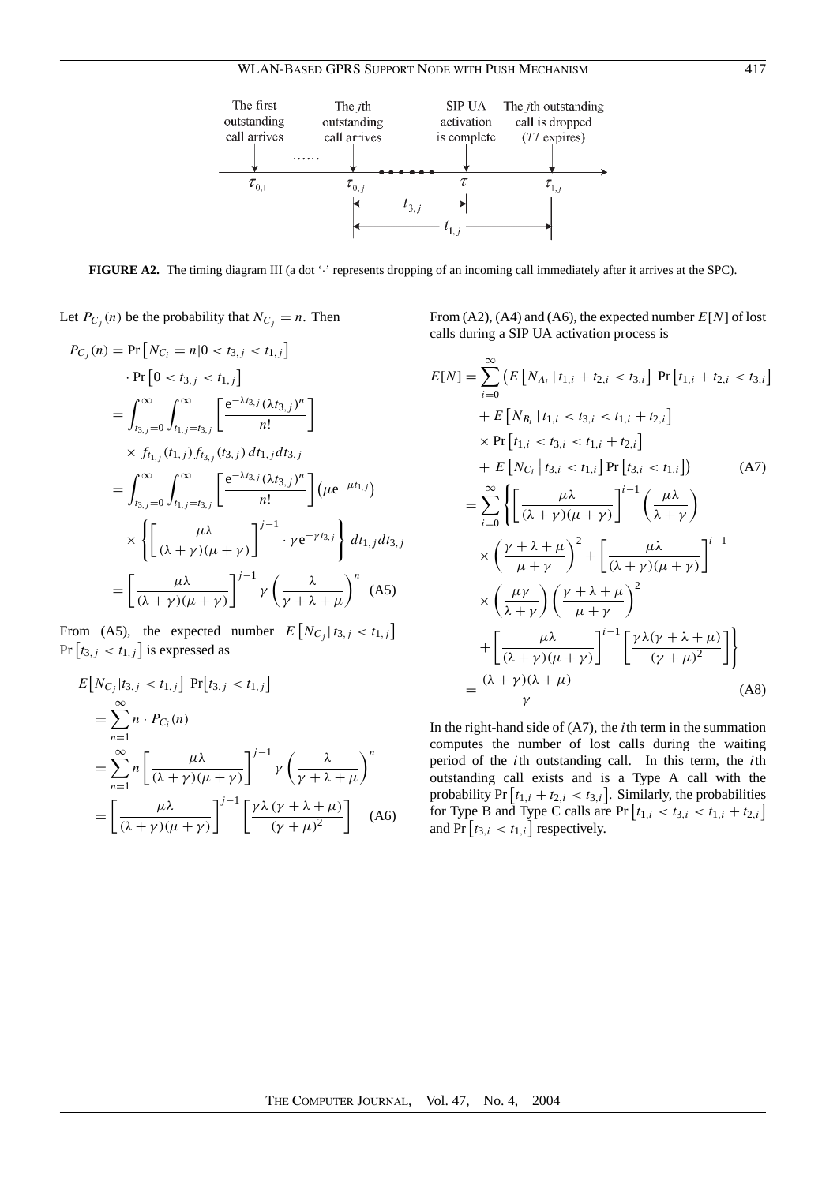The first outstanding call arrives

The $j$th outstanding call arrives

SIP UA activation is complete

The $j$th outstanding call is dropped ($T1$ expires)

$\tau_{0,1}$ …… $\tau_{0,j}$ $\tau$ $\tau_{1,j}$

$t_{3,j}$

$t_{1,j}$

**FIGURE A2.** The timing diagram III (a dot '·' represents dropping of an incoming call immediately after it arrives at the SPC).

Let $P_{C_j}(n)$ be the probability that $N_{C_j} = n$. Then

$$
\begin{aligned}
P_{C_j}(n) &= \Pr\left[N_{C_i} = n | 0 < t_{3,j} < t_{1,j}\right] \\
&\quad \cdot \Pr\left[0 < t_{3,j} < t_{1,j}\right] \\
&= \int_{t_{3,j}=0}^{\infty} \int_{t_{1,j}=t_{3,j}}^{\infty} \left[\frac{\mathrm{e}^{-\lambda t_{3,j}} (\lambda t_{3,j})^n}{n!}\right] \\
&\quad \times f_{t_{1,j}}(t_{1,j}) f_{t_{3,j}}(t_{3,j})\, dt_{1,j} dt_{3,j} \\
&= \int_{t_{3,j}=0}^{\infty} \int_{t_{1,j}=t_{3,j}}^{\infty} \left[\frac{\mathrm{e}^{-\lambda t_{3,j}} (\lambda t_{3,j})^n}{n!}\right] \left(\mu \mathrm{e}^{-\mu t_{1,j}}\right) \\
&\quad \times \left\{\left[\frac{\mu\lambda}{(\lambda+\gamma)(\mu+\gamma)}\right]^{j-1} \cdot \gamma \mathrm{e}^{-\gamma t_{3,j}}\right\} dt_{1,j} dt_{3,j} \\
&= \left[\frac{\mu\lambda}{(\lambda+\gamma)(\mu+\gamma)}\right]^{j-1} \gamma \left(\frac{\lambda}{\gamma+\lambda+\mu}\right)^n \quad \text{(A5)}
\end{aligned}
$$

From (A5), the expected number $E\left[N_{C_j} | t_{3,j} < t_{1,j}\right]$ $\Pr\left[t_{3,j} < t_{1,j}\right]$ is expressed as

$$
\begin{aligned}
&E\left[N_{C_j} | t_{3,j} < t_{1,j}\right] \Pr\left[t_{3,j} < t_{1,j}\right] \\
&\quad = \sum_{n=1}^{\infty} n \cdot P_{C_i}(n) \\
&\quad = \sum_{n=1}^{\infty} n \left[\frac{\mu\lambda}{(\lambda+\gamma)(\mu+\gamma)}\right]^{j-1} \gamma \left(\frac{\lambda}{\gamma+\lambda+\mu}\right)^n \\
&\quad = \left[\frac{\mu\lambda}{(\lambda+\gamma)(\mu+\gamma)}\right]^{j-1} \left[\frac{\gamma\lambda\,(\gamma+\lambda+\mu)}{(\gamma+\mu)^2}\right] \quad \text{(A6)}
\end{aligned}
$$

From (A2), (A4) and (A6), the expected number $E[N]$ of lost calls during a SIP UA activation process is

$$
\begin{aligned}
E[N] &= \sum_{i=0}^{\infty} \left(E\left[N_{A_i} \,|\, t_{1,i} + t_{2,i} < t_{3,i}\right] \Pr\left[t_{1,i} + t_{2,i} < t_{3,i}\right]\right. \\
&\quad + E\left[N_{B_i} \,|\, t_{1,i} < t_{3,i} < t_{1,i} + t_{2,i}\right] \\
&\quad \times \Pr\left[t_{1,i} < t_{3,i} < t_{1,i} + t_{2,i}\right] \\
&\quad \left. + E\left[N_{C_i} \,\middle|\, t_{3,i} < t_{1,i}\right] \Pr\left[t_{3,i} < t_{1,i}\right]\right) \qquad \text{(A7)} \\
&= \sum_{i=0}^{\infty} \left\{\left[\frac{\mu\lambda}{(\lambda+\gamma)(\mu+\gamma)}\right]^{i-1} \left(\frac{\mu\lambda}{\lambda+\gamma}\right)\right. \\
&\quad \times \left(\frac{\gamma+\lambda+\mu}{\mu+\gamma}\right)^2 + \left[\frac{\mu\lambda}{(\lambda+\gamma)(\mu+\gamma)}\right]^{i-1} \\
&\quad \times \left(\frac{\mu\gamma}{\lambda+\gamma}\right) \left(\frac{\gamma+\lambda+\mu}{\mu+\gamma}\right)^2 \\
&\quad \left. + \left[\frac{\mu\lambda}{(\lambda+\gamma)(\mu+\gamma)}\right]^{i-1} \left[\frac{\gamma\lambda(\gamma+\lambda+\mu)}{(\gamma+\mu)^2}\right]\right\} \\
&= \frac{(\lambda+\gamma)(\lambda+\mu)}{\gamma} \qquad \text{(A8)}
\end{aligned}
$$

In the right-hand side of (A7), the $i$th term in the summation computes the number of lost calls during the waiting period of the $i$th outstanding call. In this term, the $i$th outstanding call exists and is a Type A call with the probability $\Pr\left[t_{1,i} + t_{2,i} < t_{3,i}\right]$. Similarly, the probabilities for Type B and Type C calls are $\Pr\left[t_{1,i} < t_{3,i} < t_{1,i} + t_{2,i}\right]$ and $\Pr\left[t_{3,i} < t_{1,i}\right]$ respectively.